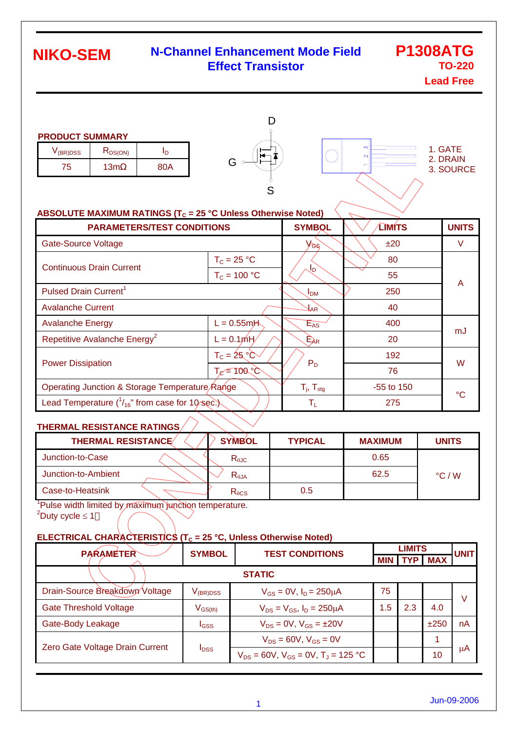# NIKO-SEM

## N-Channel Enhancement Mode Field Effect Transistor

**P1308ATG**
**TO-220**
**Lead Free**

### PRODUCT SUMMARY

| $V_{(BR)DSS}$ | $R_{DS(ON)}$ | $I_D$ |
|---|---|---|
| 75 | 13mΩ | 80A |

D
G
S

1. GATE
2. DRAIN
3. SOURCE

### ABSOLUTE MAXIMUM RATINGS ($T_C$ = 25 °C Unless Otherwise Noted)

| PARAMETERS/TEST CONDITIONS | | SYMBOL | LIMITS | UNITS |
|---|---|---|---|---|
| Gate-Source Voltage | | $V_{GS}$ | ±20 | V |
| Continuous Drain Current | $T_C$ = 25 °C | $I_D$ | 80 | A |
| | $T_C$ = 100 °C | | 55 | |
| Pulsed Drain Current[1] | | $I_{DM}$ | 250 | |
| Avalanche Current | | $I_{AR}$ | 40 | |
| Avalanche Energy | L = 0.55mH | $E_{AS}$ | 400 | mJ |
| Repetitive Avalanche Energy[2] | L = 0.1mH | $E_{AR}$ | 20 | |
| Power Dissipation | $T_C$ = 25 °C | $P_D$ | 192 | W |
| | $T_C$ = 100 °C | | 76 | |
| Operating Junction & Storage Temperature Range | | $T_j$, $T_{stg}$ | -55 to 150 | °C |
| Lead Temperature ($^1/_{16}$" from case for 10 sec.) | | $T_L$ | 275 | |

### THERMAL RESISTANCE RATINGS

| THERMAL RESISTANCE | SYMBOL | TYPICAL | MAXIMUM | UNITS |
|---|---|---|---|---|
| Junction-to-Case | $R_{\theta JC}$ | | 0.65 | °C / W |
| Junction-to-Ambient | $R_{\theta JA}$ | | 62.5 | |
| Case-to-Heatsink | $R_{\theta CS}$ | 0.5 | | |

[1]Pulse width limited by maximum junction temperature.
[2]Duty cycle ≤ 1％

### ELECTRICAL CHARACTERISTICS ($T_C$ = 25 °C, Unless Otherwise Noted)

| PARAMETER | SYMBOL | TEST CONDITIONS | LIMITS | | | UNIT |
|---|---|---|---|---|---|---|
| | | | MIN | TYP | MAX | |
| **STATIC** | | | | | | |
| Drain-Source Breakdown Voltage | $V_{(BR)DSS}$ | $V_{GS}$ = 0V, $I_D$ = 250μA | 75 | | | V |
| Gate Threshold Voltage | $V_{GS(th)}$ | $V_{DS}$ = $V_{GS}$, $I_D$ = 250μA | 1.5 | 2.3 | 4.0 | |
| Gate-Body Leakage | $I_{GSS}$ | $V_{DS}$ = 0V, $V_{GS}$ = ±20V | | | ±250 | nA |
| Zero Gate Voltage Drain Current | $I_{DSS}$ | $V_{DS}$ = 60V, $V_{GS}$ = 0V | | | 1 | μA |
| | | $V_{DS}$ = 60V, $V_{GS}$ = 0V, $T_J$ = 125 °C | | | 10 | |

Jun-09-2006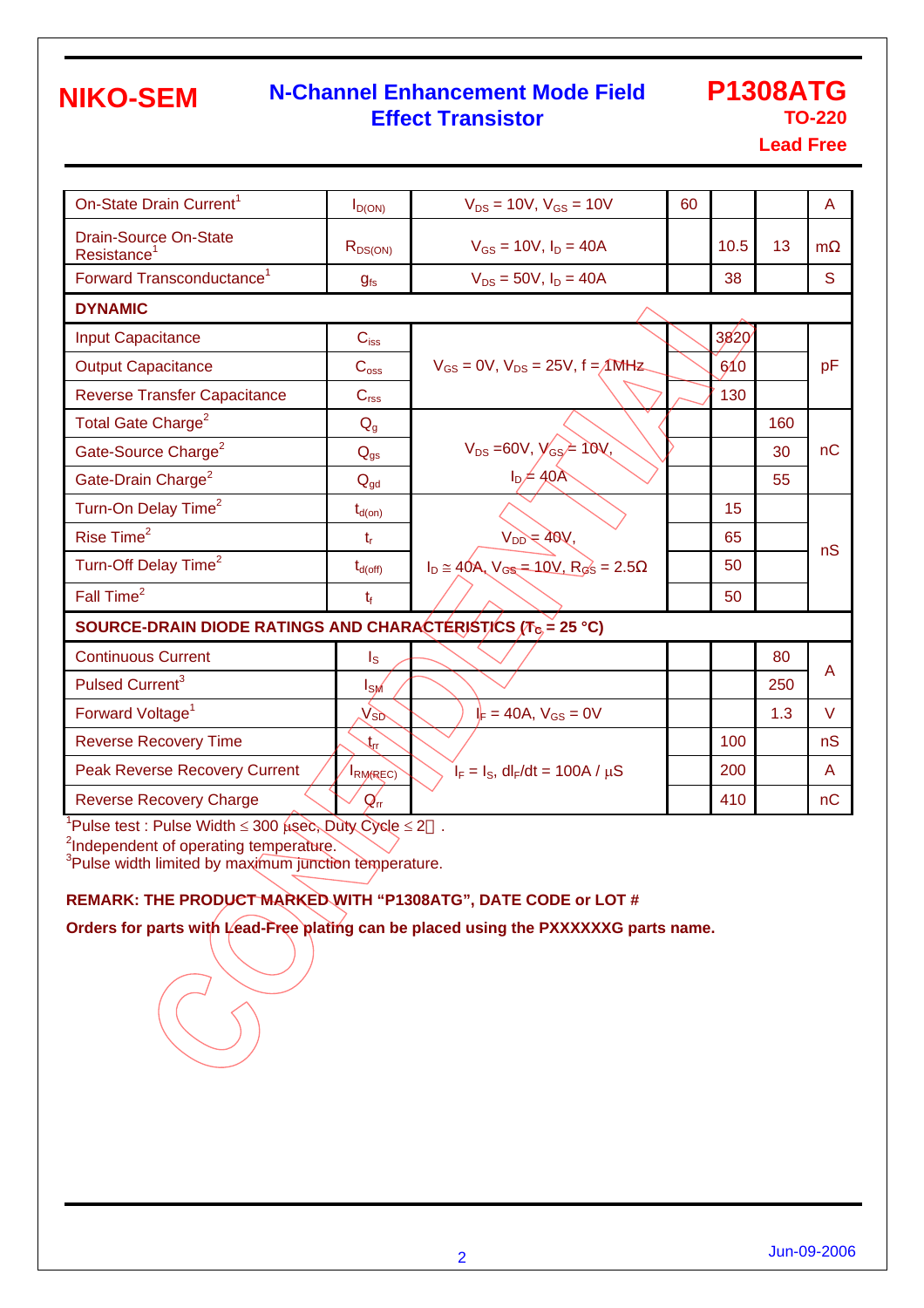**NIKO-SEM** — **N-Channel Enhancement Mode Field Effect Transistor** — **P1308ATG**, TO-220, Lead Free

| Parameter | Symbol | Test Conditions | Min | Typ | Max | Unit |
|---|---|---|---|---|---|---|
| On-State Drain Current[1] | $I_{D(ON)}$ | $V_{DS}$ = 10V, $V_{GS}$ = 10V | 60 | | | A |
| Drain-Source On-State Resistance[1] | $R_{DS(ON)}$ | $V_{GS}$ = 10V, $I_D$ = 40A | | 10.5 | 13 | mΩ |
| Forward Transconductance[1] | $g_{fs}$ | $V_{DS}$ = 50V, $I_D$ = 40A | | 38 | | S |
| **DYNAMIC** | | | | | | |
| Input Capacitance | $C_{iss}$ | $V_{GS}$ = 0V, $V_{DS}$ = 25V, f = 1MHz | | 3820 | | pF |
| Output Capacitance | $C_{oss}$ | | | 610 | | |
| Reverse Transfer Capacitance | $C_{rss}$ | | | 130 | | |
| Total Gate Charge[2] | $Q_g$ | $V_{DS}$ =60V, $V_{GS}$ = 10V, $I_D$ = 40A | | | 160 | nC |
| Gate-Source Charge[2] | $Q_{gs}$ | | | | 30 | |
| Gate-Drain Charge[2] | $Q_{gd}$ | | | | 55 | |
| Turn-On Delay Time[2] | $t_{d(on)}$ | $V_{DD}$ = 40V, $I_D \cong$ 40A, $V_{GS}$ = 10V, $R_{GS}$ = 2.5Ω | | 15 | | nS |
| Rise Time[2] | $t_r$ | | | 65 | | |
| Turn-Off Delay Time[2] | $t_{d(off)}$ | | | 50 | | |
| Fall Time[2] | $t_f$ | | | 50 | | |
| **SOURCE-DRAIN DIODE RATINGS AND CHARACTERISTICS ($T_C$ = 25 °C)** | | | | | | |
| Continuous Current | $I_S$ | | | | 80 | A |
| Pulsed Current[3] | $I_{SM}$ | | | | 250 | |
| Forward Voltage[1] | $V_{SD}$ | $I_F$ = 40A, $V_{GS}$ = 0V | | | 1.3 | V |
| Reverse Recovery Time | $t_{rr}$ | $I_F = I_S$, $dI_F/dt$ = 100A / µS | | 100 | | nS |
| Peak Reverse Recovery Current | $I_{RM(REC)}$ | | | 200 | | A |
| Reverse Recovery Charge | $Q_{rr}$ | | | 410 | | nC |

[1]Pulse test : Pulse Width ≤ 300 µsec, Duty Cycle ≤ 2％.
[2]Independent of operating temperature.
[3]Pulse width limited by maximum junction temperature.

**REMARK: THE PRODUCT MARKED WITH "P1308ATG", DATE CODE or LOT #**

**Orders for parts with Lead-Free plating can be placed using the PXXXXXXG parts name.**

Jun-09-2006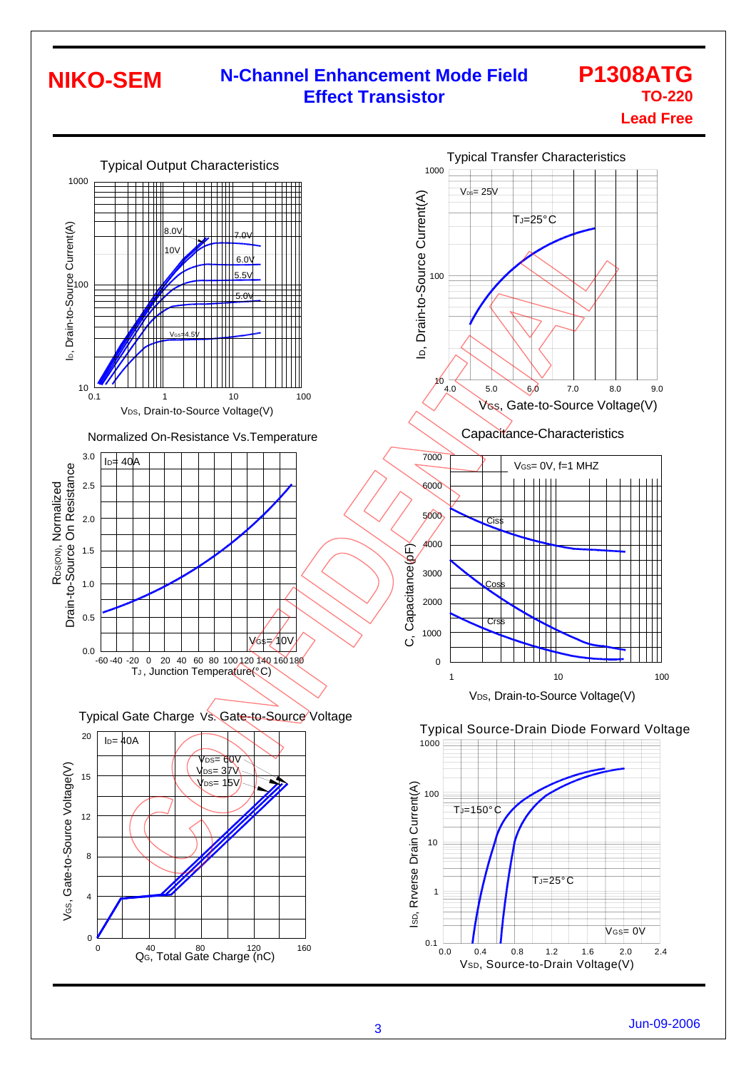**NIKO-SEM** — **N-Channel Enhancement Mode Field Effect Transistor** — **P1308ATG**, **TO-220**, **Lead Free**

### Typical Output Characteristics

$I_D$, Drain-to-Source Current(A) vs. $V_{DS}$, Drain-to-Source Voltage(V)

Y-axis: 10, 100, 1000. X-axis: 0.1, 1, 10, 100.

Curves: 8.0V, 10V, 7.0V, 6.0V, 5.5V, 5.0V, $V_{GS}$=4.5V

### Typical Transfer Characteristics

$I_D$, Drain-to-Source Current(A) vs. $V_{GS}$, Gate-to-Source Voltage(V)

$V_{DS}$= 25V, $T_J$=25°C

Y-axis: 10, 100, 1000. X-axis: 4.0, 5.0, 6.0, 7.0, 8.0, 9.0

### Normalized On-Resistance Vs.Temperature

$R_{DS(ON)}$, Normalized Drain-to-Source On Resistance vs. $T_J$, Junction Temperature(°C)

$I_D$= 40A, $V_{GS}$= 10V

Y-axis: 0.0, 0.5, 1.0, 1.5, 2.0, 2.5, 3.0. X-axis: -60, -40, -20, 0, 20, 40, 60, 80, 100, 120, 140, 160, 180

### Capacitance-Characteristics

C, Capacitance(pF) vs. $V_{DS}$, Drain-to-Source Voltage(V)

$V_{GS}$= 0V, f=1 MHZ

Curves: Ciss, Coss, Crss

Y-axis: 0, 1000, 2000, 3000, 4000, 5000, 6000, 7000. X-axis: 1, 10, 100

### Typical Gate Charge Vs. Gate-to-Source Voltage

$V_{GS}$, Gate-to-Source Voltage(V) vs. $Q_G$, Total Gate Charge (nC)

$I_D$= 40A; $V_{DS}$= 60V, $V_{DS}$= 37V, $V_{DS}$= 15V

Y-axis: 0, 4, 8, 12, 15, 20. X-axis: 0, 40, 80, 120, 160

### Typical Source-Drain Diode Forward Voltage

$I_{SD}$, Rverse Drain Current(A) vs. $V_{SD}$, Source-to-Drain Voltage(V)

$T_J$=150°C, $T_J$=25°C, $V_{GS}$= 0V

Y-axis: 0.1, 1, 10, 100, 1000. X-axis: 0.0, 0.4, 0.8, 1.2, 1.6, 2.0, 2.4

Jun-09-2006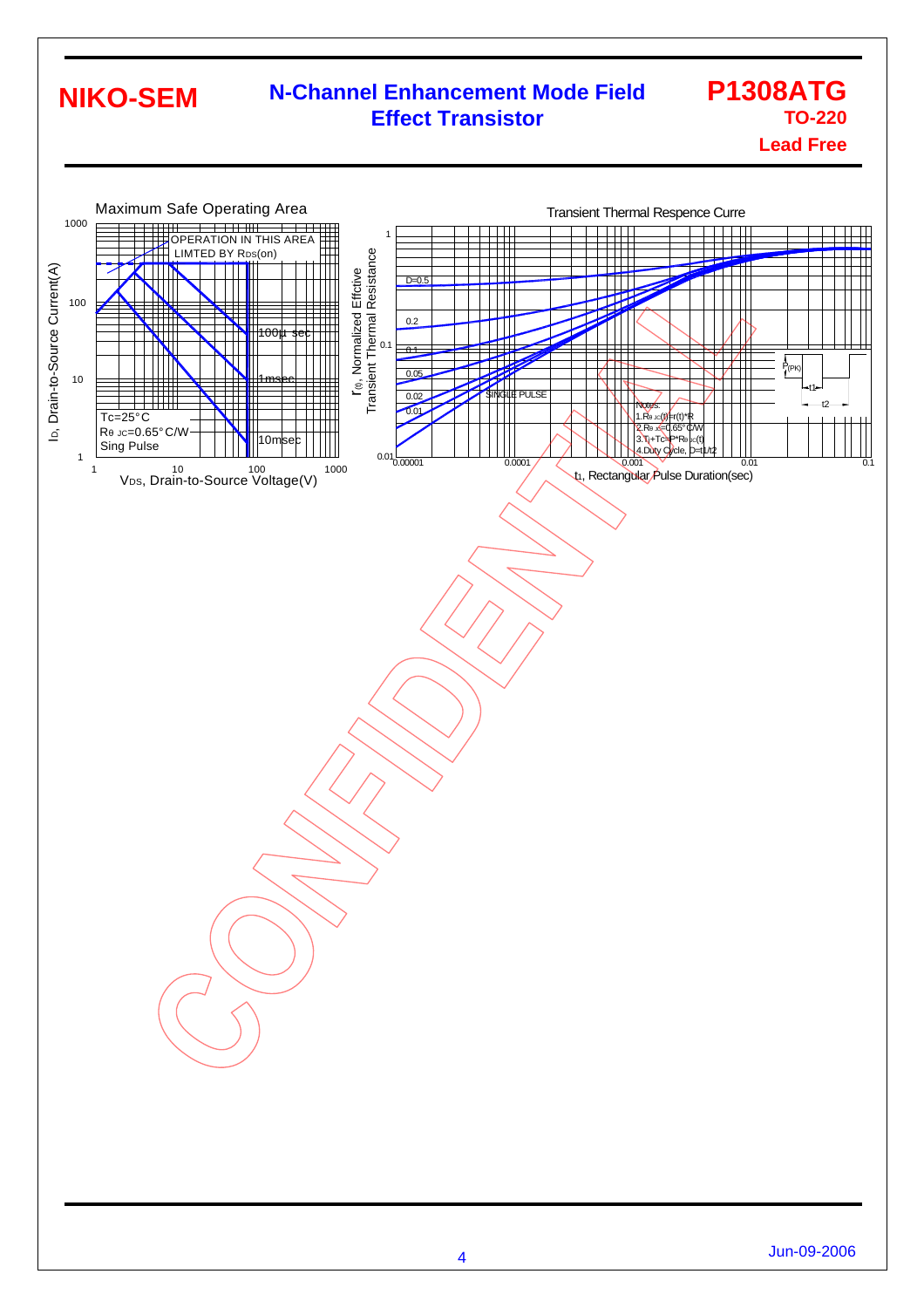## Maximum Safe Operating Area

OPERATION IN THIS AREA LIMTED BY $R_{DS}(on)$

100μ sec

1msec

10msec

Tc=25°C

Rθ JC=0.65°C/W

Sing Pulse

$I_D$, Drain-to-Source Current(A)

$V_{DS}$, Drain-to-Source Voltage(V)

## Transient Thermal Respence Curre

D=0.5

0.2

0.1

0.05

0.02

0.01

SINGLE PULSE

Notes:

1.Rθ JC(t)=r(t)*R

2.Rθ JC=0.65°C/W

3.Tj+Tc=P*Rθ JC(t)

4.Duty Cycle, D=t1/t2

$P_{(PK)}$

t1

t2

r (θ), Normalized Effctive Transient Thermal Resistance

$t_1$, Rectangular Pulse Duration(sec)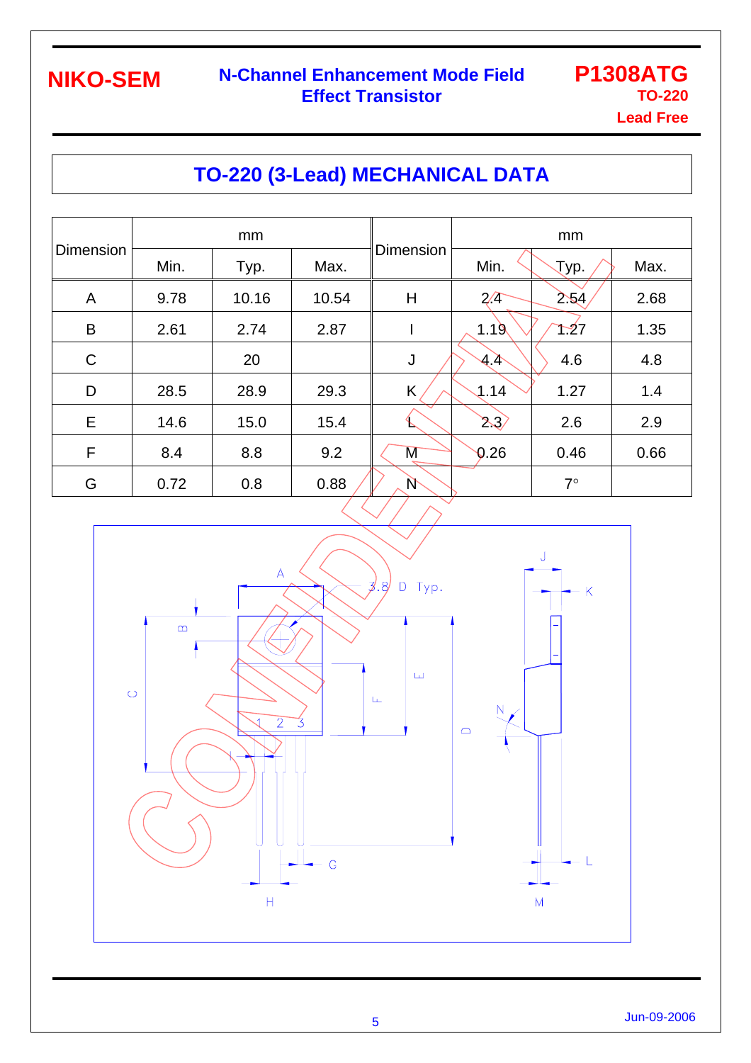## TO-220 (3-Lead) MECHANICAL DATA

| Dimension | mm | | | Dimension | mm | | |
|---|---|---|---|---|---|---|---|
| | Min. | Typ. | Max. | | Min. | Typ. | Max. |
| A | 9.78 | 10.16 | 10.54 | H | 2.4 | 2.54 | 2.68 |
| B | 2.61 | 2.74 | 2.87 | I | 1.19 | 1.27 | 1.35 |
| C | | 20 | | J | 4.4 | 4.6 | 4.8 |
| D | 28.5 | 28.9 | 29.3 | K | 1.14 | 1.27 | 1.4 |
| E | 14.6 | 15.0 | 15.4 | L | 2.3 | 2.6 | 2.9 |
| F | 8.4 | 8.8 | 9.2 | M | 0.26 | 0.46 | 0.66 |
| G | 0.72 | 0.8 | 0.88 | N | | 7° | |

A
3.8 D Typ.
J
K
B
C
E
F
D
N
1 2 3
I
G
L
H
M

CONFIDENTIAL